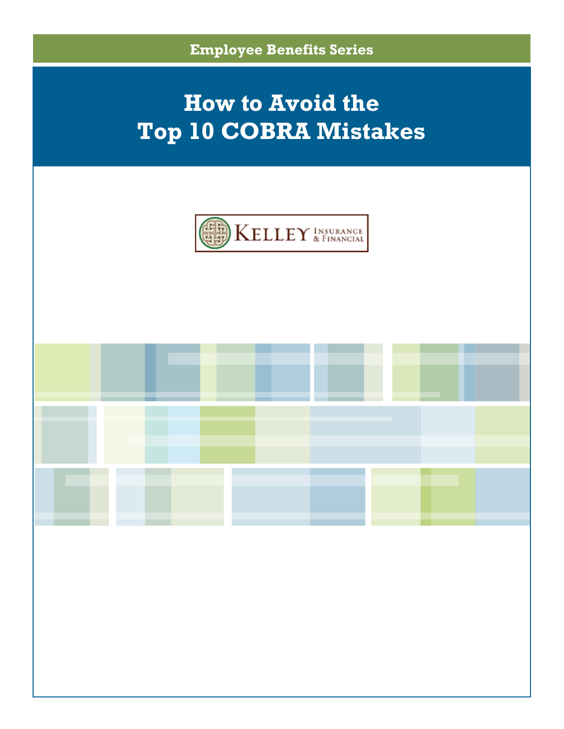Employee Benefits Series

# How to Avoid the Top 10 COBRA Mistakes

KELLEY INSURANCE & FINANCIAL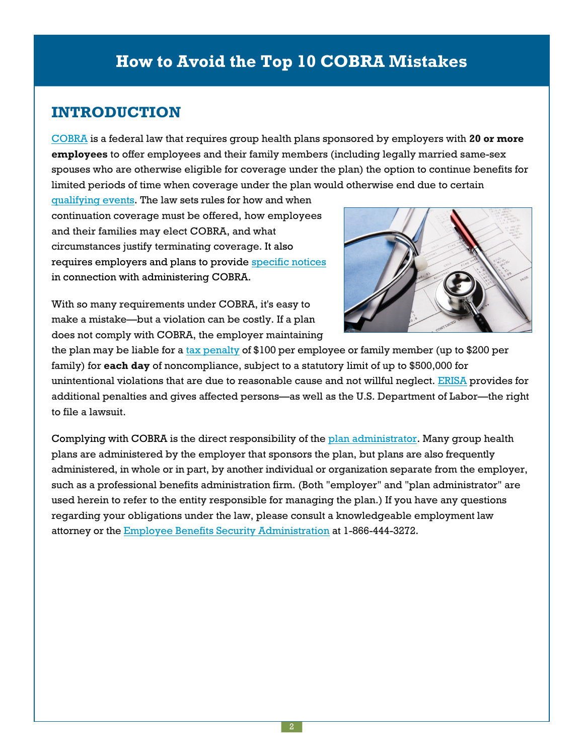# How to Avoid the Top 10 COBRA Mistakes

## INTRODUCTION

COBRA is a federal law that requires group health plans sponsored by employers with **20 or more employees** to offer employees and their family members (including legally married same-sex spouses who are otherwise eligible for coverage under the plan) the option to continue benefits for limited periods of time when coverage under the plan would otherwise end due to certain qualifying events. The law sets rules for how and when continuation coverage must be offered, how employees and their families may elect COBRA, and what circumstances justify terminating coverage. It also requires employers and plans to provide specific notices in connection with administering COBRA.

With so many requirements under COBRA, it's easy to make a mistake—but a violation can be costly. If a plan does not comply with COBRA, the employer maintaining the plan may be liable for a tax penalty of $100 per employee or family member (up to $200 per family) for **each day** of noncompliance, subject to a statutory limit of up to $500,000 for unintentional violations that are due to reasonable cause and not willful neglect. ERISA provides for additional penalties and gives affected persons—as well as the U.S. Department of Labor—the right to file a lawsuit.

Complying with COBRA is the direct responsibility of the plan administrator. Many group health plans are administered by the employer that sponsors the plan, but plans are also frequently administered, in whole or in part, by another individual or organization separate from the employer, such as a professional benefits administration firm. (Both "employer" and "plan administrator" are used herein to refer to the entity responsible for managing the plan.) If you have any questions regarding your obligations under the law, please consult a knowledgeable employment law attorney or the Employee Benefits Security Administration at 1-866-444-3272.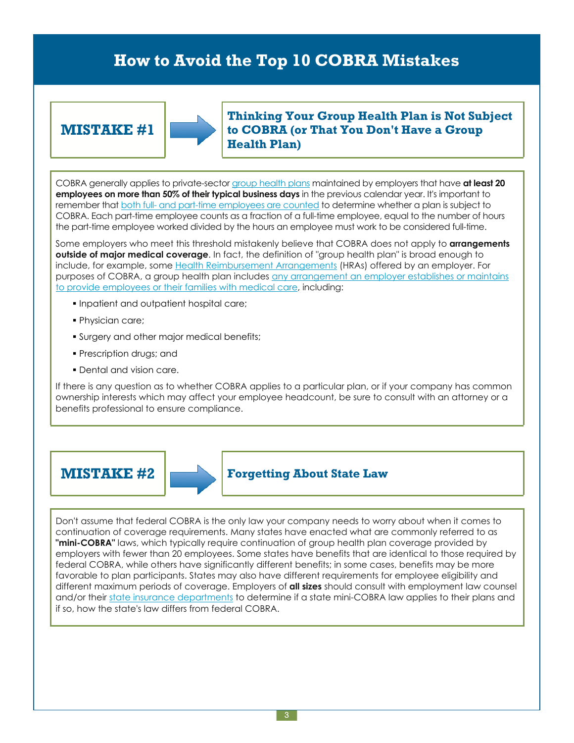# How to Avoid the Top 10 COBRA Mistakes

## MISTAKE #1

### Thinking Your Group Health Plan is Not Subject to COBRA (or That You Don't Have a Group Health Plan)

COBRA generally applies to private-sector group health plans maintained by employers that have **at least 20 employees on more than 50% of their typical business days** in the previous calendar year. It's important to remember that both full- and part-time employees are counted to determine whether a plan is subject to COBRA. Each part-time employee counts as a fraction of a full-time employee, equal to the number of hours the part-time employee worked divided by the hours an employee must work to be considered full-time.

Some employers who meet this threshold mistakenly believe that COBRA does not apply to **arrangements outside of major medical coverage**. In fact, the definition of "group health plan" is broad enough to include, for example, some Health Reimbursement Arrangements (HRAs) offered by an employer. For purposes of COBRA, a group health plan includes any arrangement an employer establishes or maintains to provide employees or their families with medical care, including:

- Inpatient and outpatient hospital care;
- Physician care;
- Surgery and other major medical benefits;
- Prescription drugs; and
- Dental and vision care.

If there is any question as to whether COBRA applies to a particular plan, or if your company has common ownership interests which may affect your employee headcount, be sure to consult with an attorney or a benefits professional to ensure compliance.

## MISTAKE #2

### Forgetting About State Law

Don't assume that federal COBRA is the only law your company needs to worry about when it comes to continuation of coverage requirements. Many states have enacted what are commonly referred to as **"mini-COBRA"** laws, which typically require continuation of group health plan coverage provided by employers with fewer than 20 employees. Some states have benefits that are identical to those required by federal COBRA, while others have significantly different benefits; in some cases, benefits may be more favorable to plan participants. States may also have different requirements for employee eligibility and different maximum periods of coverage. Employers of **all sizes** should consult with employment law counsel and/or their state insurance departments to determine if a state mini-COBRA law applies to their plans and if so, how the state's law differs from federal COBRA.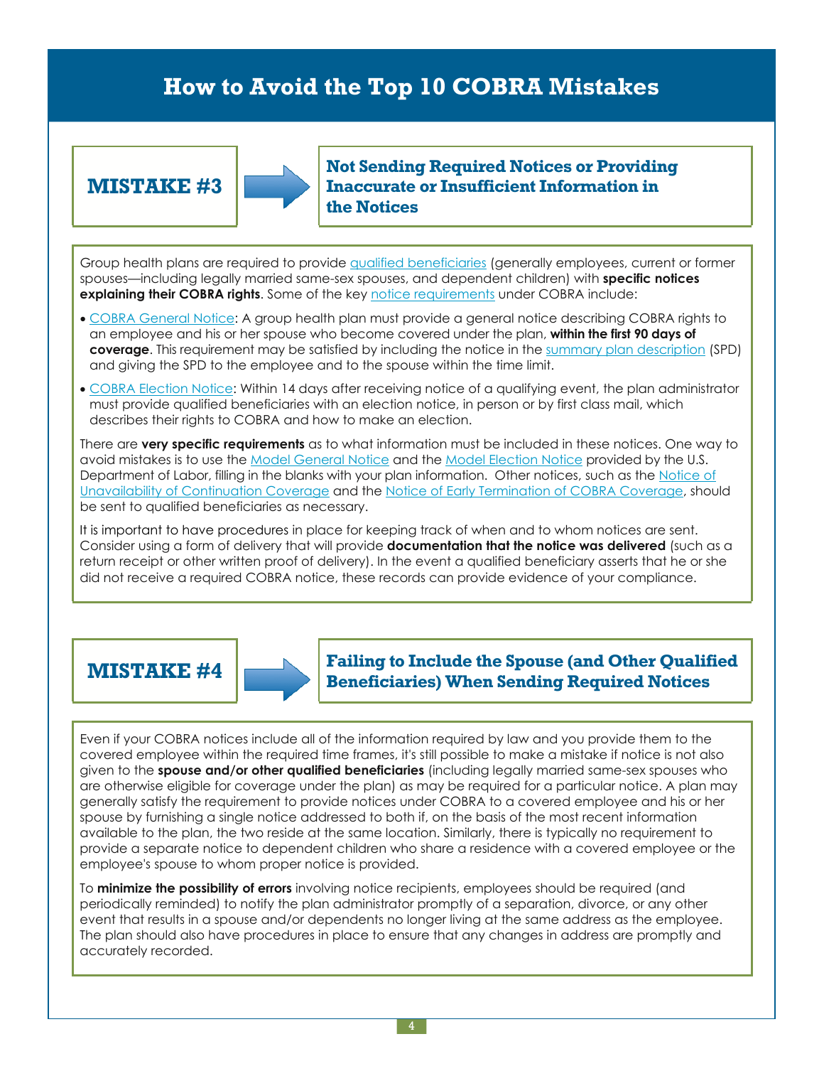# How to Avoid the Top 10 COBRA Mistakes

## MISTAKE #3

### Not Sending Required Notices or Providing Inaccurate or Insufficient Information in the Notices

Group health plans are required to provide qualified beneficiaries (generally employees, current or former spouses—including legally married same-sex spouses, and dependent children) with **specific notices explaining their COBRA rights**. Some of the key notice requirements under COBRA include:

- COBRA General Notice: A group health plan must provide a general notice describing COBRA rights to an employee and his or her spouse who become covered under the plan, **within the first 90 days of coverage**. This requirement may be satisfied by including the notice in the summary plan description (SPD) and giving the SPD to the employee and to the spouse within the time limit.
- COBRA Election Notice: Within 14 days after receiving notice of a qualifying event, the plan administrator must provide qualified beneficiaries with an election notice, in person or by first class mail, which describes their rights to COBRA and how to make an election.

There are **very specific requirements** as to what information must be included in these notices. One way to avoid mistakes is to use the Model General Notice and the Model Election Notice provided by the U.S. Department of Labor, filling in the blanks with your plan information. Other notices, such as the Notice of Unavailability of Continuation Coverage and the Notice of Early Termination of COBRA Coverage, should be sent to qualified beneficiaries as necessary.

It is important to have procedures in place for keeping track of when and to whom notices are sent. Consider using a form of delivery that will provide **documentation that the notice was delivered** (such as a return receipt or other written proof of delivery). In the event a qualified beneficiary asserts that he or she did not receive a required COBRA notice, these records can provide evidence of your compliance.

## MISTAKE #4

### Failing to Include the Spouse (and Other Qualified Beneficiaries) When Sending Required Notices

Even if your COBRA notices include all of the information required by law and you provide them to the covered employee within the required time frames, it's still possible to make a mistake if notice is not also given to the **spouse and/or other qualified beneficiaries** (including legally married same-sex spouses who are otherwise eligible for coverage under the plan) as may be required for a particular notice. A plan may generally satisfy the requirement to provide notices under COBRA to a covered employee and his or her spouse by furnishing a single notice addressed to both if, on the basis of the most recent information available to the plan, the two reside at the same location. Similarly, there is typically no requirement to provide a separate notice to dependent children who share a residence with a covered employee or the employee's spouse to whom proper notice is provided.

To **minimize the possibility of errors** involving notice recipients, employees should be required (and periodically reminded) to notify the plan administrator promptly of a separation, divorce, or any other event that results in a spouse and/or dependents no longer living at the same address as the employee. The plan should also have procedures in place to ensure that any changes in address are promptly and accurately recorded.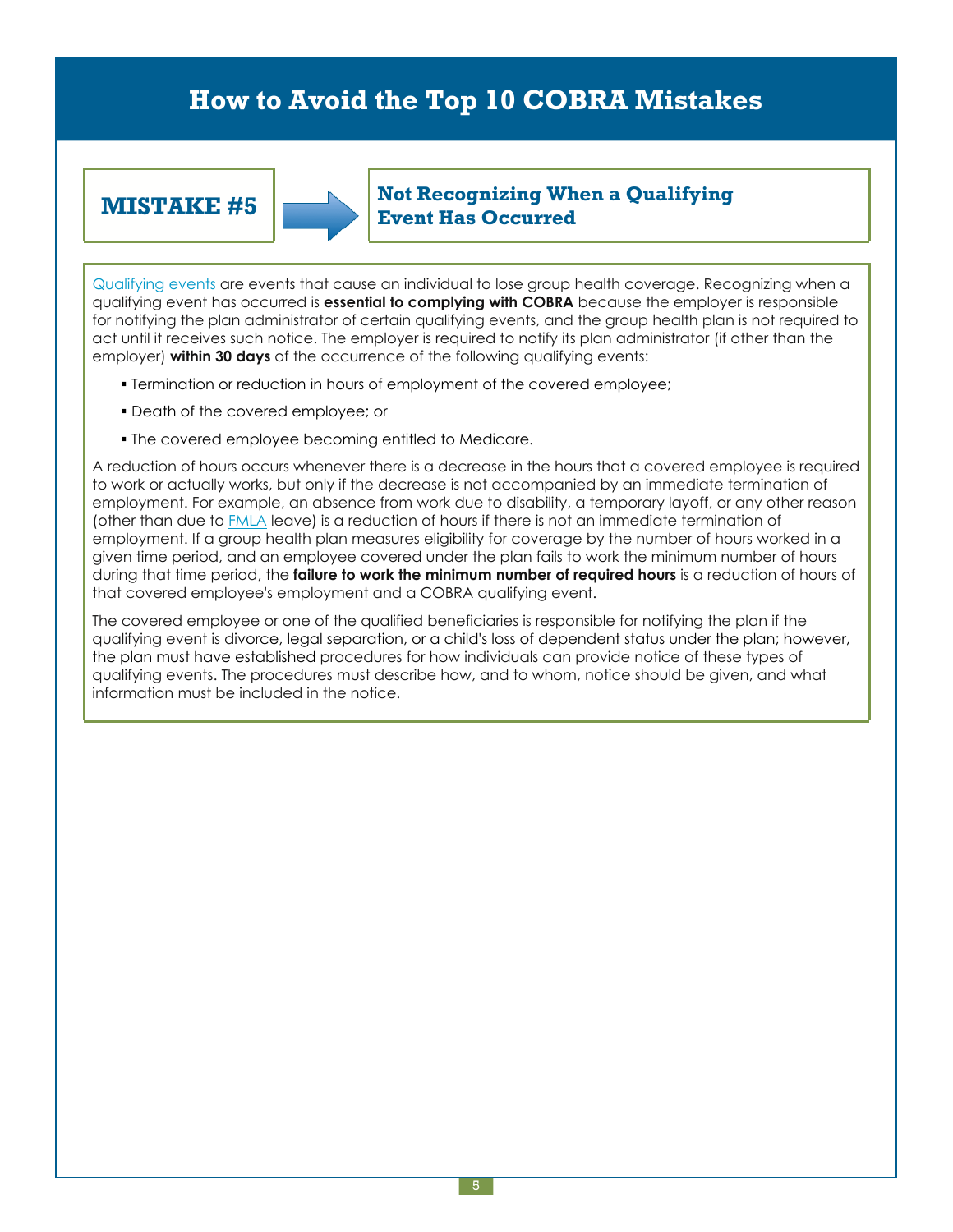# How to Avoid the Top 10 COBRA Mistakes

## MISTAKE #5

### Not Recognizing When a Qualifying Event Has Occurred

Qualifying events are events that cause an individual to lose group health coverage. Recognizing when a qualifying event has occurred is **essential to complying with COBRA** because the employer is responsible for notifying the plan administrator of certain qualifying events, and the group health plan is not required to act until it receives such notice. The employer is required to notify its plan administrator (if other than the employer) **within 30 days** of the occurrence of the following qualifying events:

- Termination or reduction in hours of employment of the covered employee;
- Death of the covered employee; or
- The covered employee becoming entitled to Medicare.

A reduction of hours occurs whenever there is a decrease in the hours that a covered employee is required to work or actually works, but only if the decrease is not accompanied by an immediate termination of employment. For example, an absence from work due to disability, a temporary layoff, or any other reason (other than due to FMLA leave) is a reduction of hours if there is not an immediate termination of employment. If a group health plan measures eligibility for coverage by the number of hours worked in a given time period, and an employee covered under the plan fails to work the minimum number of hours during that time period, the **failure to work the minimum number of required hours** is a reduction of hours of that covered employee's employment and a COBRA qualifying event.

The covered employee or one of the qualified beneficiaries is responsible for notifying the plan if the qualifying event is divorce, legal separation, or a child's loss of dependent status under the plan; however, the plan must have established procedures for how individuals can provide notice of these types of qualifying events. The procedures must describe how, and to whom, notice should be given, and what information must be included in the notice.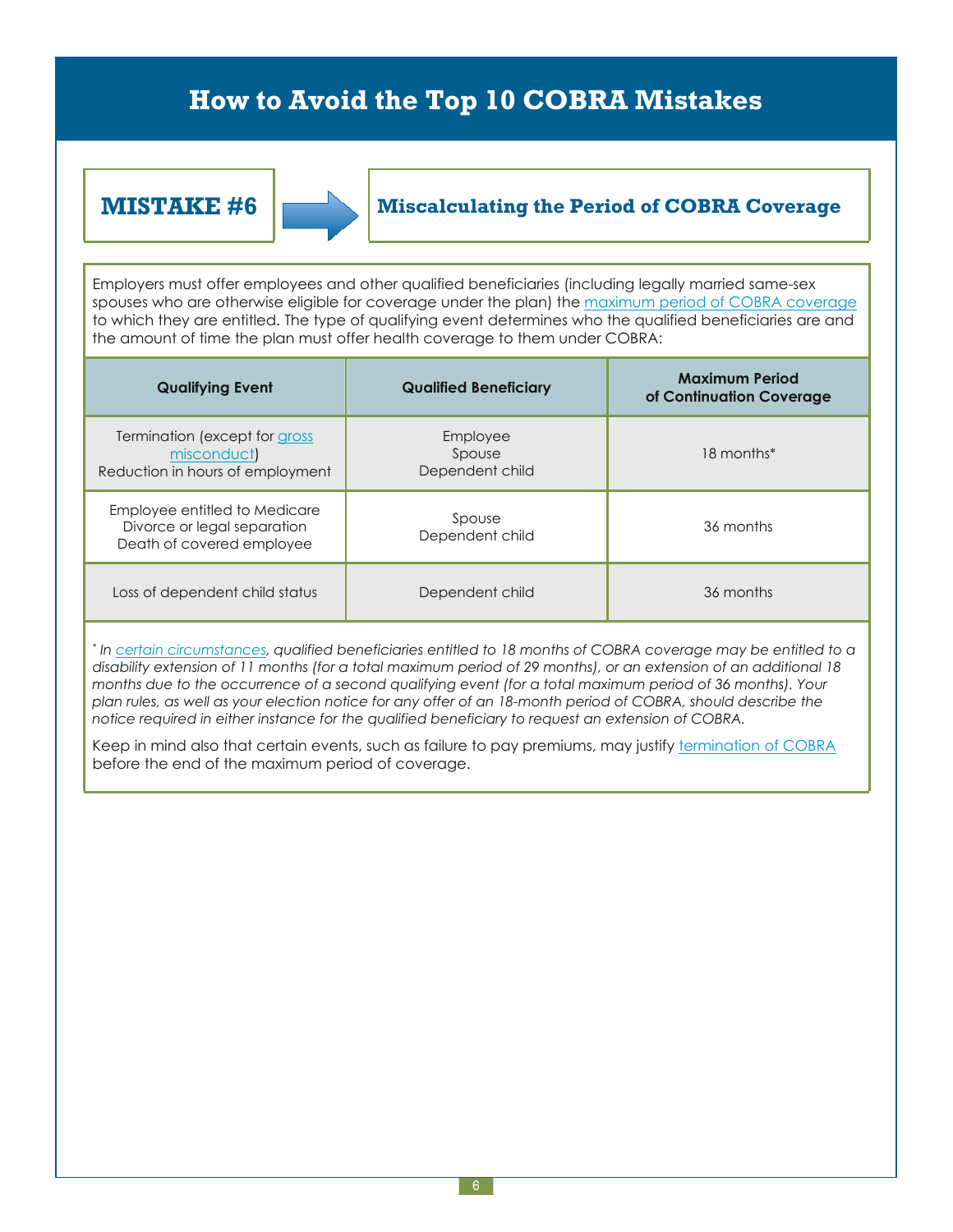# How to Avoid the Top 10 COBRA Mistakes

## MISTAKE #6 → Miscalculating the Period of COBRA Coverage

Employers must offer employees and other qualified beneficiaries (including legally married same-sex spouses who are otherwise eligible for coverage under the plan) the maximum period of COBRA coverage to which they are entitled. The type of qualifying event determines who the qualified beneficiaries are and the amount of time the plan must offer health coverage to them under COBRA:

| Qualifying Event | Qualified Beneficiary | Maximum Period of Continuation Coverage |
|---|---|---|
| Termination (except for gross misconduct)<br>Reduction in hours of employment | Employee<br>Spouse<br>Dependent child | 18 months* |
| Employee entitled to Medicare<br>Divorce or legal separation<br>Death of covered employee | Spouse<br>Dependent child | 36 months |
| Loss of dependent child status | Dependent child | 36 months |

*\* In certain circumstances, qualified beneficiaries entitled to 18 months of COBRA coverage may be entitled to a disability extension of 11 months (for a total maximum period of 29 months), or an extension of an additional 18 months due to the occurrence of a second qualifying event (for a total maximum period of 36 months). Your plan rules, as well as your election notice for any offer of an 18-month period of COBRA, should describe the notice required in either instance for the qualified beneficiary to request an extension of COBRA.*

Keep in mind also that certain events, such as failure to pay premiums, may justify termination of COBRA before the end of the maximum period of coverage.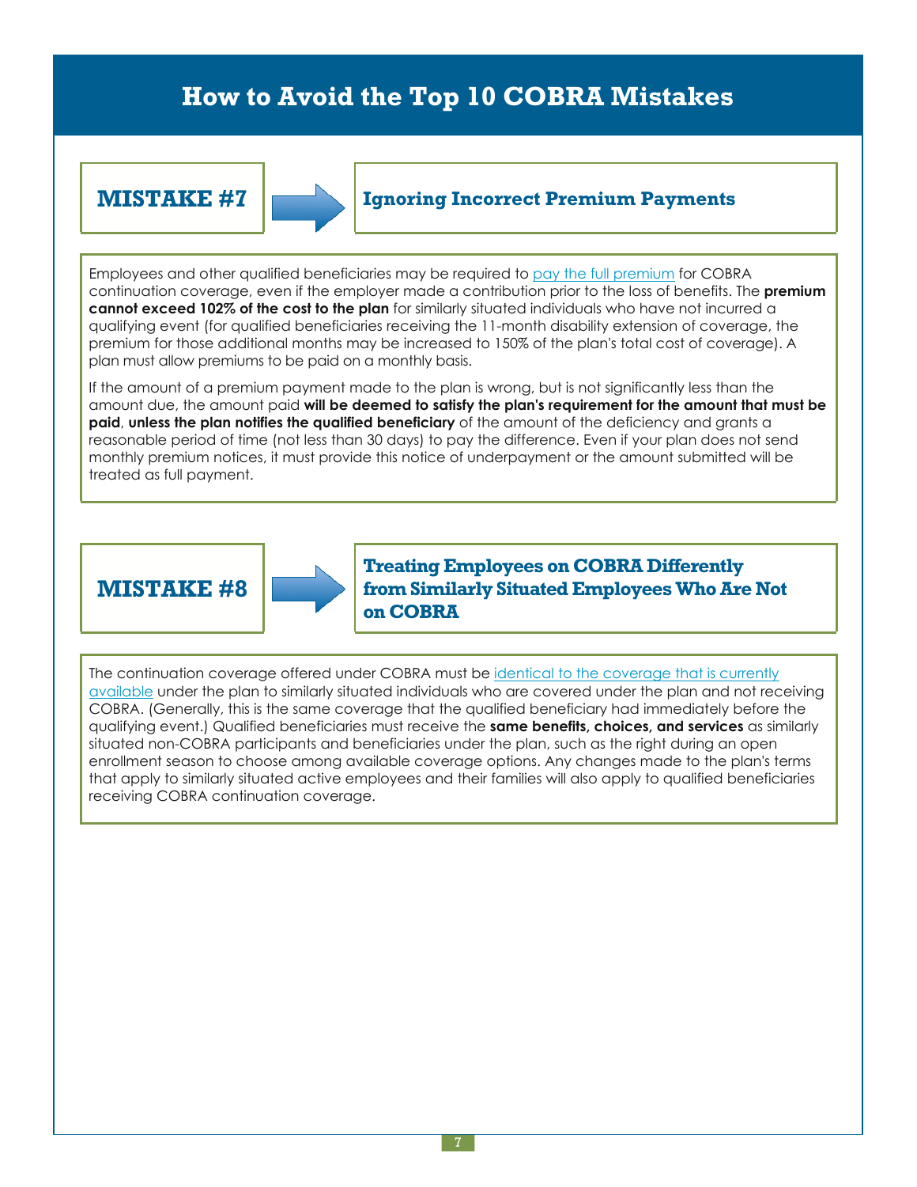# How to Avoid the Top 10 COBRA Mistakes

## MISTAKE #7

### Ignoring Incorrect Premium Payments

Employees and other qualified beneficiaries may be required to pay the full premium for COBRA continuation coverage, even if the employer made a contribution prior to the loss of benefits. The **premium cannot exceed 102% of the cost to the plan** for similarly situated individuals who have not incurred a qualifying event (for qualified beneficiaries receiving the 11-month disability extension of coverage, the premium for those additional months may be increased to 150% of the plan's total cost of coverage). A plan must allow premiums to be paid on a monthly basis.

If the amount of a premium payment made to the plan is wrong, but is not significantly less than the amount due, the amount paid **will be deemed to satisfy the plan's requirement for the amount that must be paid**, **unless the plan notifies the qualified beneficiary** of the amount of the deficiency and grants a reasonable period of time (not less than 30 days) to pay the difference. Even if your plan does not send monthly premium notices, it must provide this notice of underpayment or the amount submitted will be treated as full payment.

## MISTAKE #8

### Treating Employees on COBRA Differently from Similarly Situated Employees Who Are Not on COBRA

The continuation coverage offered under COBRA must be identical to the coverage that is currently available under the plan to similarly situated individuals who are covered under the plan and not receiving COBRA. (Generally, this is the same coverage that the qualified beneficiary had immediately before the qualifying event.) Qualified beneficiaries must receive the **same benefits, choices, and services** as similarly situated non-COBRA participants and beneficiaries under the plan, such as the right during an open enrollment season to choose among available coverage options. Any changes made to the plan's terms that apply to similarly situated active employees and their families will also apply to qualified beneficiaries receiving COBRA continuation coverage.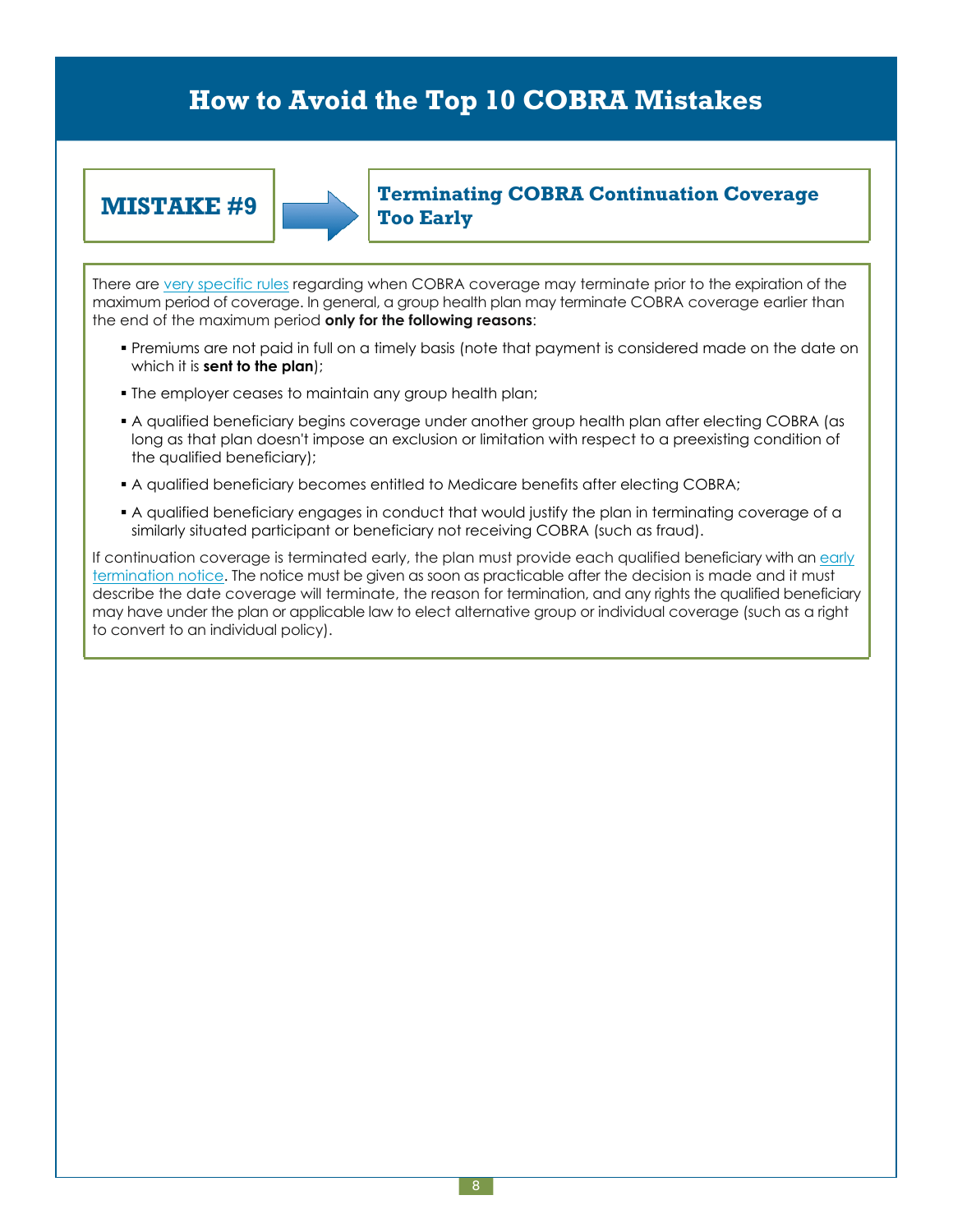# How to Avoid the Top 10 COBRA Mistakes

## MISTAKE #9

### Terminating COBRA Continuation Coverage Too Early

There are very specific rules regarding when COBRA coverage may terminate prior to the expiration of the maximum period of coverage. In general, a group health plan may terminate COBRA coverage earlier than the end of the maximum period **only for the following reasons**:

- Premiums are not paid in full on a timely basis (note that payment is considered made on the date on which it is **sent to the plan**);
- The employer ceases to maintain any group health plan;
- A qualified beneficiary begins coverage under another group health plan after electing COBRA (as long as that plan doesn't impose an exclusion or limitation with respect to a preexisting condition of the qualified beneficiary);
- A qualified beneficiary becomes entitled to Medicare benefits after electing COBRA;
- A qualified beneficiary engages in conduct that would justify the plan in terminating coverage of a similarly situated participant or beneficiary not receiving COBRA (such as fraud).

If continuation coverage is terminated early, the plan must provide each qualified beneficiary with an early termination notice. The notice must be given as soon as practicable after the decision is made and it must describe the date coverage will terminate, the reason for termination, and any rights the qualified beneficiary may have under the plan or applicable law to elect alternative group or individual coverage (such as a right to convert to an individual policy).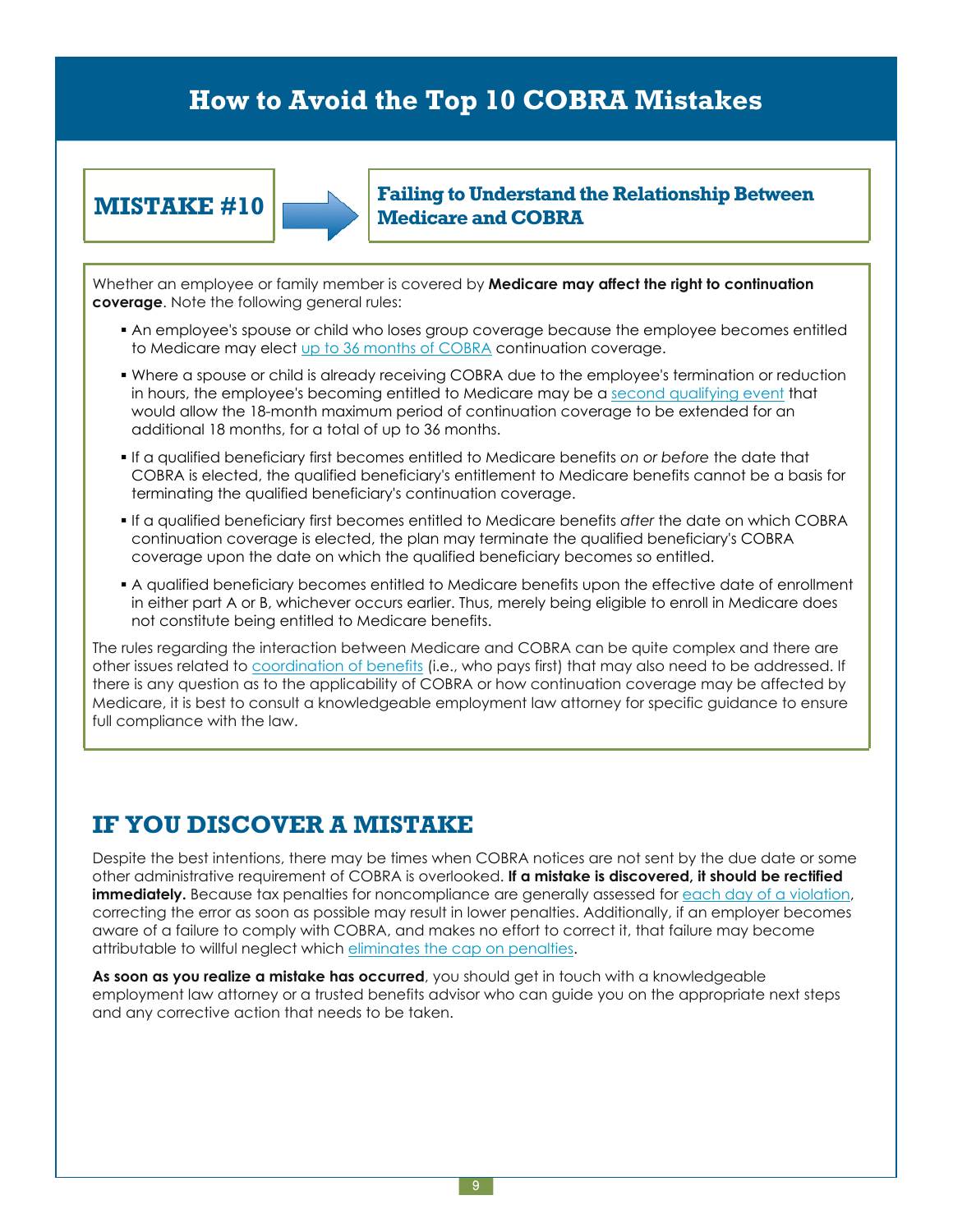# How to Avoid the Top 10 COBRA Mistakes

## MISTAKE #10

### Failing to Understand the Relationship Between Medicare and COBRA

Whether an employee or family member is covered by **Medicare may affect the right to continuation coverage**. Note the following general rules:

- An employee's spouse or child who loses group coverage because the employee becomes entitled to Medicare may elect up to 36 months of COBRA continuation coverage.
- Where a spouse or child is already receiving COBRA due to the employee's termination or reduction in hours, the employee's becoming entitled to Medicare may be a second qualifying event that would allow the 18-month maximum period of continuation coverage to be extended for an additional 18 months, for a total of up to 36 months.
- If a qualified beneficiary first becomes entitled to Medicare benefits *on or before* the date that COBRA is elected, the qualified beneficiary's entitlement to Medicare benefits cannot be a basis for terminating the qualified beneficiary's continuation coverage.
- If a qualified beneficiary first becomes entitled to Medicare benefits *after* the date on which COBRA continuation coverage is elected, the plan may terminate the qualified beneficiary's COBRA coverage upon the date on which the qualified beneficiary becomes so entitled.
- A qualified beneficiary becomes entitled to Medicare benefits upon the effective date of enrollment in either part A or B, whichever occurs earlier. Thus, merely being eligible to enroll in Medicare does not constitute being entitled to Medicare benefits.

The rules regarding the interaction between Medicare and COBRA can be quite complex and there are other issues related to coordination of benefits (i.e., who pays first) that may also need to be addressed. If there is any question as to the applicability of COBRA or how continuation coverage may be affected by Medicare, it is best to consult a knowledgeable employment law attorney for specific guidance to ensure full compliance with the law.

## IF YOU DISCOVER A MISTAKE

Despite the best intentions, there may be times when COBRA notices are not sent by the due date or some other administrative requirement of COBRA is overlooked. **If a mistake is discovered, it should be rectified immediately.** Because tax penalties for noncompliance are generally assessed for each day of a violation, correcting the error as soon as possible may result in lower penalties. Additionally, if an employer becomes aware of a failure to comply with COBRA, and makes no effort to correct it, that failure may become attributable to willful neglect which eliminates the cap on penalties.

**As soon as you realize a mistake has occurred**, you should get in touch with a knowledgeable employment law attorney or a trusted benefits advisor who can guide you on the appropriate next steps and any corrective action that needs to be taken.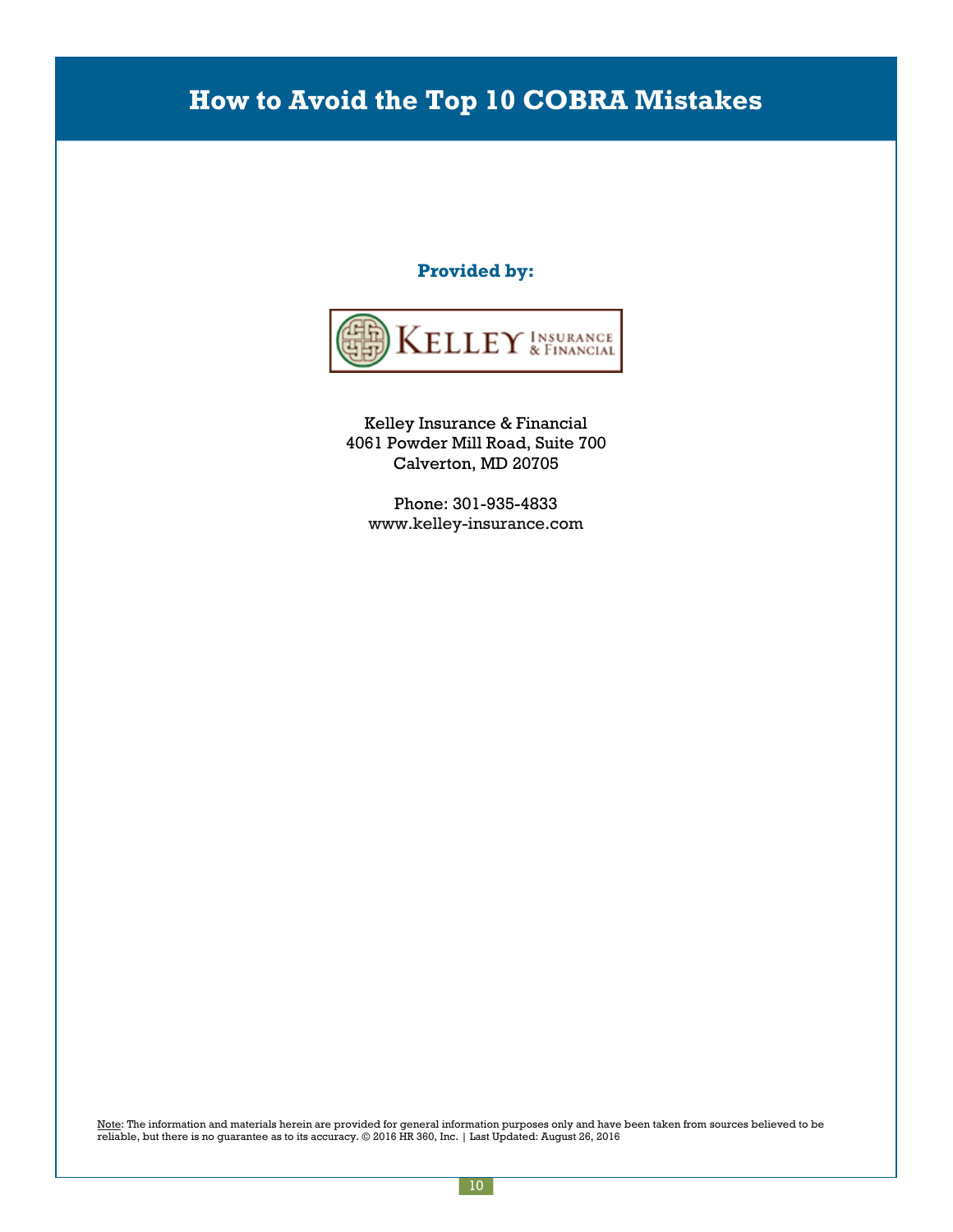# How to Avoid the Top 10 COBRA Mistakes

**Provided by:**

Kelley Insurance & Financial
4061 Powder Mill Road, Suite 700
Calverton, MD 20705

Phone: 301-935-4833
www.kelley-insurance.com

Note: The information and materials herein are provided for general information purposes only and have been taken from sources believed to be reliable, but there is no guarantee as to its accuracy. © 2016 HR 360, Inc. | Last Updated: August 26, 2016